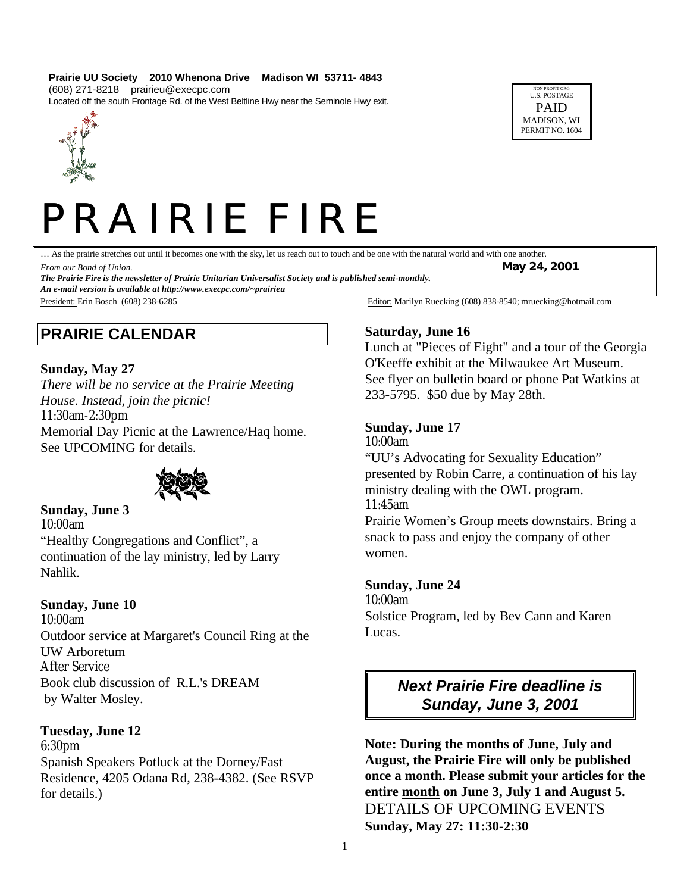**Prairie UU Society 2010 Whenona Drive Madison WI 53711- 4843**
(608) 271-8218 prairieu@execpc.com
Located off the south Frontage Rd. of the West Beltline Hwy near the Seminole Hwy exit.

NON PROFIT ORG
U.S. POSTAGE
PAID
MADISON, WI
PERMIT NO. 1604

# PRAIRIE FIRE

… As the prairie stretches out until it becomes one with the sky, let us reach out to touch and be one with the natural world and with one another.
*From our Bond of Union.* **May 24, 2001**
***The Prairie Fire is the newsletter of Prairie Unitarian Universalist Society and is published semi-monthly.***
***An e-mail version is available at http://www.execpc.com/~prairieu***

President: Erin Bosch (608) 238-6285 Editor: Marilyn Ruecking (608) 838-8540; mruecking@hotmail.com

## PRAIRIE CALENDAR

**Sunday, May 27**
*There will be no service at the Prairie Meeting House. Instead, join the picnic!*
11:30am-2:30pm
Memorial Day Picnic at the Lawrence/Haq home. See UPCOMING for details.

**Sunday, June 3**
10:00am
"Healthy Congregations and Conflict", a continuation of the lay ministry, led by Larry Nahlik.

**Sunday, June 10**
10:00am
Outdoor service at Margaret's Council Ring at the UW Arboretum
After Service
Book club discussion of R.L.'s DREAM by Walter Mosley.

**Tuesday, June 12**
6:30pm
Spanish Speakers Potluck at the Dorney/Fast Residence, 4205 Odana Rd, 238-4382. (See RSVP for details.)

**Saturday, June 16**
Lunch at "Pieces of Eight" and a tour of the Georgia O'Keeffe exhibit at the Milwaukee Art Museum. See flyer on bulletin board or phone Pat Watkins at 233-5795. $50 due by May 28th.

**Sunday, June 17**
10:00am
"UU's Advocating for Sexuality Education" presented by Robin Carre, a continuation of his lay ministry dealing with the OWL program.
11:45am
Prairie Women's Group meets downstairs. Bring a snack to pass and enjoy the company of other women.

**Sunday, June 24**
10:00am
Solstice Program, led by Bev Cann and Karen Lucas.

***Next Prairie Fire deadline is Sunday, June 3, 2001***

**Note: During the months of June, July and August, the Prairie Fire will only be published once a month. Please submit your articles for the entire month on June 3, July 1 and August 5.**

DETAILS OF UPCOMING EVENTS

**Sunday, May 27: 11:30-2:30**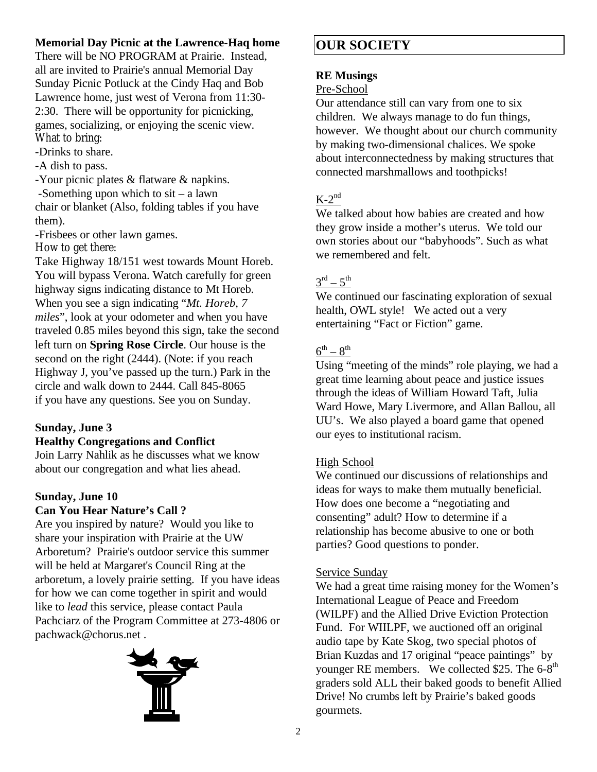**Memorial Day Picnic at the Lawrence-Haq home**

There will be NO PROGRAM at Prairie. Instead, all are invited to Prairie's annual Memorial Day Sunday Picnic Potluck at the Cindy Haq and Bob Lawrence home, just west of Verona from 11:30-2:30. There will be opportunity for picnicking, games, socializing, or enjoying the scenic view.

*What to bring:*

- Drinks to share.
- A dish to pass.
- Your picnic plates & flatware & napkins.
- Something upon which to sit – a lawn chair or blanket (Also, folding tables if you have them).
- Frisbees or other lawn games.

*How to get there:*

Take Highway 18/151 west towards Mount Horeb. You will bypass Verona. Watch carefully for green highway signs indicating distance to Mt Horeb. When you see a sign indicating "*Mt. Horeb, 7 miles*", look at your odometer and when you have traveled 0.85 miles beyond this sign, take the second left turn on **Spring Rose Circle**. Our house is the second on the right (2444). (Note: if you reach Highway J, you've passed up the turn.) Park in the circle and walk down to 2444. Call 845-8065 if you have any questions. See you on Sunday.

**Sunday, June 3**
**Healthy Congregations and Conflict**

Join Larry Nahlik as he discusses what we know about our congregation and what lies ahead.

**Sunday, June 10**
**Can You Hear Nature's Call ?**

Are you inspired by nature? Would you like to share your inspiration with Prairie at the UW Arboretum? Prairie's outdoor service this summer will be held at Margaret's Council Ring at the arboretum, a lovely prairie setting. If you have ideas for how we can come together in spirit and would like to *lead* this service, please contact Paula Pachciarz of the Program Committee at 273-4806 or pachwack@chorus.net .

# OUR SOCIETY

**RE Musings**

Pre-School

Our attendance still can vary from one to six children. We always manage to do fun things, however. We thought about our church community by making two-dimensional chalices. We spoke about interconnectedness by making structures that connected marshmallows and toothpicks!

K-2nd

We talked about how babies are created and how they grow inside a mother's uterus. We told our own stories about our "babyhoods". Such as what we remembered and felt.

3rd – 5th

We continued our fascinating exploration of sexual health, OWL style! We acted out a very entertaining "Fact or Fiction" game.

6th – 8th

Using "meeting of the minds" role playing, we had a great time learning about peace and justice issues through the ideas of William Howard Taft, Julia Ward Howe, Mary Livermore, and Allan Ballou, all UU's. We also played a board game that opened our eyes to institutional racism.

High School

We continued our discussions of relationships and ideas for ways to make them mutually beneficial. How does one become a "negotiating and consenting" adult? How to determine if a relationship has become abusive to one or both parties? Good questions to ponder.

Service Sunday

We had a great time raising money for the Women's International League of Peace and Freedom (WILPF) and the Allied Drive Eviction Protection Fund. For WIILPF, we auctioned off an original audio tape by Kate Skog, two special photos of Brian Kuzdas and 17 original "peace paintings" by younger RE members. We collected $25. The 6-8th graders sold ALL their baked goods to benefit Allied Drive! No crumbs left by Prairie's baked goods gourmets.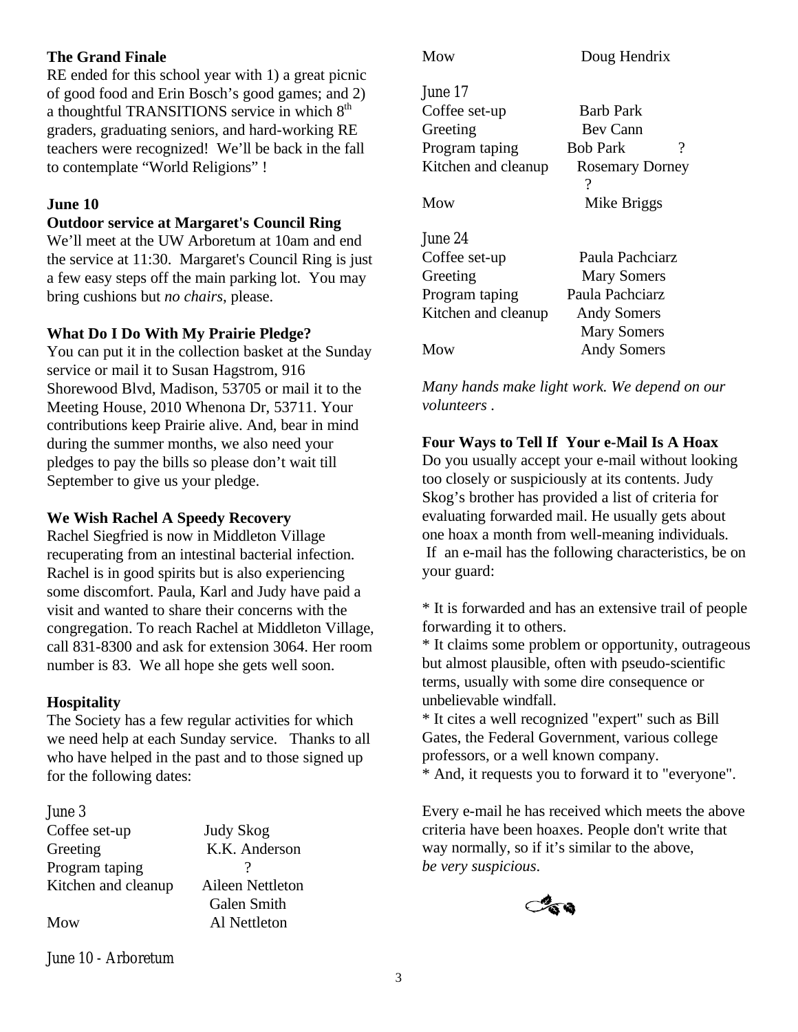**The Grand Finale**

RE ended for this school year with 1) a great picnic of good food and Erin Bosch's good games; and 2) a thoughtful TRANSITIONS service in which 8th graders, graduating seniors, and hard-working RE teachers were recognized! We'll be back in the fall to contemplate "World Religions" !

**June 10**

**Outdoor service at Margaret's Council Ring**

We'll meet at the UW Arboretum at 10am and end the service at 11:30. Margaret's Council Ring is just a few easy steps off the main parking lot. You may bring cushions but *no chairs*, please.

**What Do I Do With My Prairie Pledge?**

You can put it in the collection basket at the Sunday service or mail it to Susan Hagstrom, 916 Shorewood Blvd, Madison, 53705 or mail it to the Meeting House, 2010 Whenona Dr, 53711. Your contributions keep Prairie alive. And, bear in mind during the summer months, we also need your pledges to pay the bills so please don't wait till September to give us your pledge.

**We Wish Rachel A Speedy Recovery**

Rachel Siegfried is now in Middleton Village recuperating from an intestinal bacterial infection. Rachel is in good spirits but is also experiencing some discomfort. Paula, Karl and Judy have paid a visit and wanted to share their concerns with the congregation. To reach Rachel at Middleton Village, call 831-8300 and ask for extension 3064. Her room number is 83. We all hope she gets well soon.

**Hospitality**

The Society has a few regular activities for which we need help at each Sunday service. Thanks to all who have helped in the past and to those signed up for the following dates:

June 3

| | |
|---|---|
| Coffee set-up | Judy Skog |
| Greeting | K.K. Anderson |
| Program taping | ? |
| Kitchen and cleanup | Aileen Nettleton<br>Galen Smith |
| Mow | Al Nettleton |

June 10 - Arboretum

| | |
|---|---|
| Mow | Doug Hendrix |

June 17

| | |
|---|---|
| Coffee set-up | Barb Park |
| Greeting | Bev Cann |
| Program taping | Bob Park ? |
| Kitchen and cleanup | Rosemary Dorney<br>? |
| Mow | Mike Briggs |

June 24

| | |
|---|---|
| Coffee set-up | Paula Pachciarz |
| Greeting | Mary Somers |
| Program taping | Paula Pachciarz |
| Kitchen and cleanup | Andy Somers<br>Mary Somers |
| Mow | Andy Somers |

*Many hands make light work. We depend on our volunteers .*

**Four Ways to Tell If Your e-Mail Is A Hoax**

Do you usually accept your e-mail without looking too closely or suspiciously at its contents. Judy Skog's brother has provided a list of criteria for evaluating forwarded mail. He usually gets about one hoax a month from well-meaning individuals. If an e-mail has the following characteristics, be on your guard:

* It is forwarded and has an extensive trail of people forwarding it to others.
* It claims some problem or opportunity, outrageous but almost plausible, often with pseudo-scientific terms, usually with some dire consequence or unbelievable windfall.
* It cites a well recognized "expert" such as Bill Gates, the Federal Government, various college professors, or a well known company.
* And, it requests you to forward it to "everyone".

Every e-mail he has received which meets the above criteria have been hoaxes. People don't write that way normally, so if it's similar to the above, *be very suspicious*.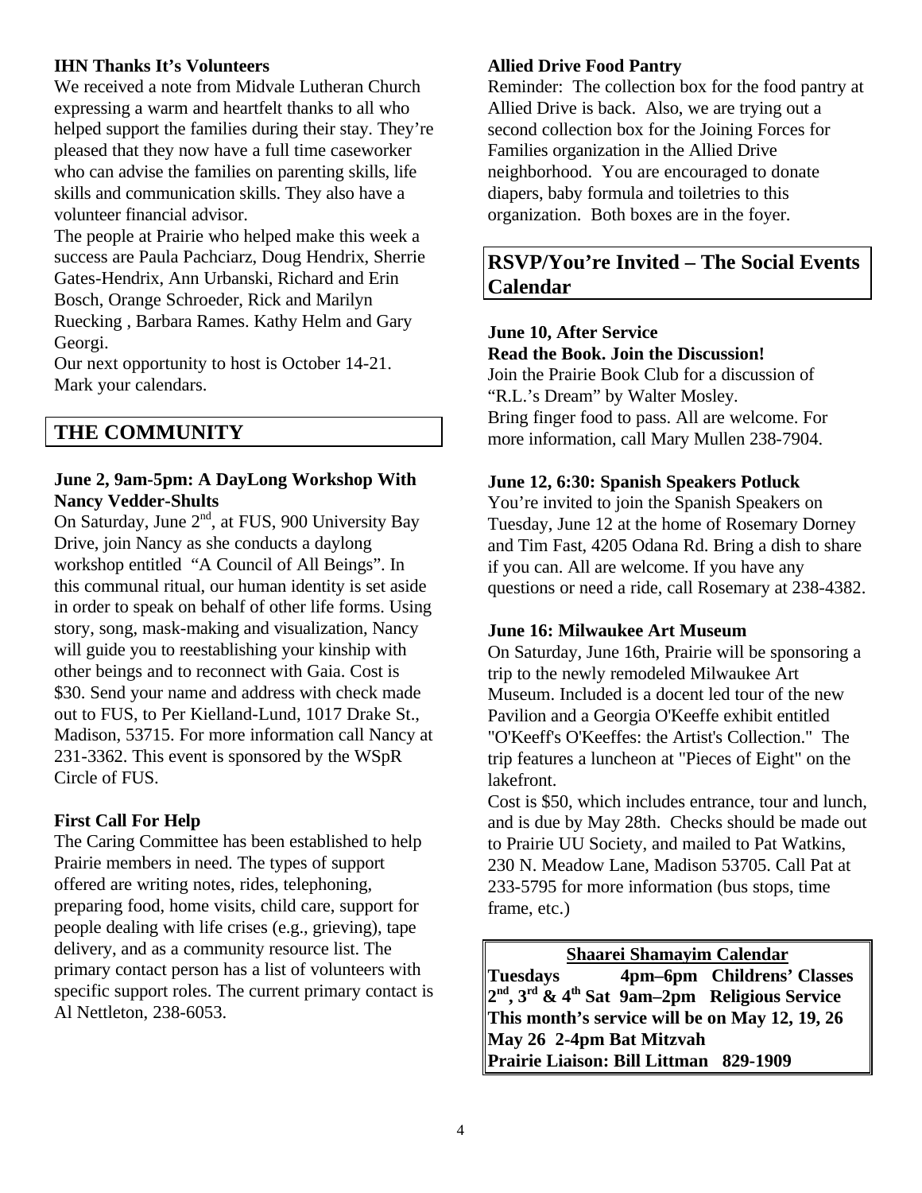**IHN Thanks It's Volunteers**

We received a note from Midvale Lutheran Church expressing a warm and heartfelt thanks to all who helped support the families during their stay. They're pleased that they now have a full time caseworker who can advise the families on parenting skills, life skills and communication skills. They also have a volunteer financial advisor.

The people at Prairie who helped make this week a success are Paula Pachciarz, Doug Hendrix, Sherrie Gates-Hendrix, Ann Urbanski, Richard and Erin Bosch, Orange Schroeder, Rick and Marilyn Ruecking , Barbara Rames. Kathy Helm and Gary Georgi.

Our next opportunity to host is October 14-21. Mark your calendars.

## THE COMMUNITY

**June 2, 9am-5pm: A DayLong Workshop With Nancy Vedder-Shults**

On Saturday, June 2nd, at FUS, 900 University Bay Drive, join Nancy as she conducts a daylong workshop entitled "A Council of All Beings". In this communal ritual, our human identity is set aside in order to speak on behalf of other life forms. Using story, song, mask-making and visualization, Nancy will guide you to reestablishing your kinship with other beings and to reconnect with Gaia. Cost is \$30. Send your name and address with check made out to FUS, to Per Kielland-Lund, 1017 Drake St., Madison, 53715. For more information call Nancy at 231-3362. This event is sponsored by the WSpR Circle of FUS.

**First Call For Help**

The Caring Committee has been established to help Prairie members in need. The types of support offered are writing notes, rides, telephoning, preparing food, home visits, child care, support for people dealing with life crises (e.g., grieving), tape delivery, and as a community resource list. The primary contact person has a list of volunteers with specific support roles. The current primary contact is Al Nettleton, 238-6053.

**Allied Drive Food Pantry**

Reminder: The collection box for the food pantry at Allied Drive is back. Also, we are trying out a second collection box for the Joining Forces for Families organization in the Allied Drive neighborhood. You are encouraged to donate diapers, baby formula and toiletries to this organization. Both boxes are in the foyer.

## RSVP/You're Invited – The Social Events Calendar

**June 10, After Service**
**Read the Book. Join the Discussion!**

Join the Prairie Book Club for a discussion of "R.L.'s Dream" by Walter Mosley.
Bring finger food to pass. All are welcome. For more information, call Mary Mullen 238-7904.

**June 12, 6:30: Spanish Speakers Potluck**

You're invited to join the Spanish Speakers on Tuesday, June 12 at the home of Rosemary Dorney and Tim Fast, 4205 Odana Rd. Bring a dish to share if you can. All are welcome. If you have any questions or need a ride, call Rosemary at 238-4382.

**June 16: Milwaukee Art Museum**

On Saturday, June 16th, Prairie will be sponsoring a trip to the newly remodeled Milwaukee Art Museum. Included is a docent led tour of the new Pavilion and a Georgia O'Keeffe exhibit entitled "O'Keeff's O'Keeffes: the Artist's Collection." The trip features a luncheon at "Pieces of Eight" on the lakefront.

Cost is \$50, which includes entrance, tour and lunch, and is due by May 28th. Checks should be made out to Prairie UU Society, and mailed to Pat Watkins, 230 N. Meadow Lane, Madison 53705. Call Pat at 233-5795 for more information (bus stops, time frame, etc.)

**Shaarei Shamayim Calendar**

**Tuesdays 4pm–6pm Childrens' Classes**
**2nd, 3rd & 4th Sat 9am–2pm Religious Service**
**This month's service will be on May 12, 19, 26**
**May 26 2-4pm Bat Mitzvah**
**Prairie Liaison: Bill Littman 829-1909**